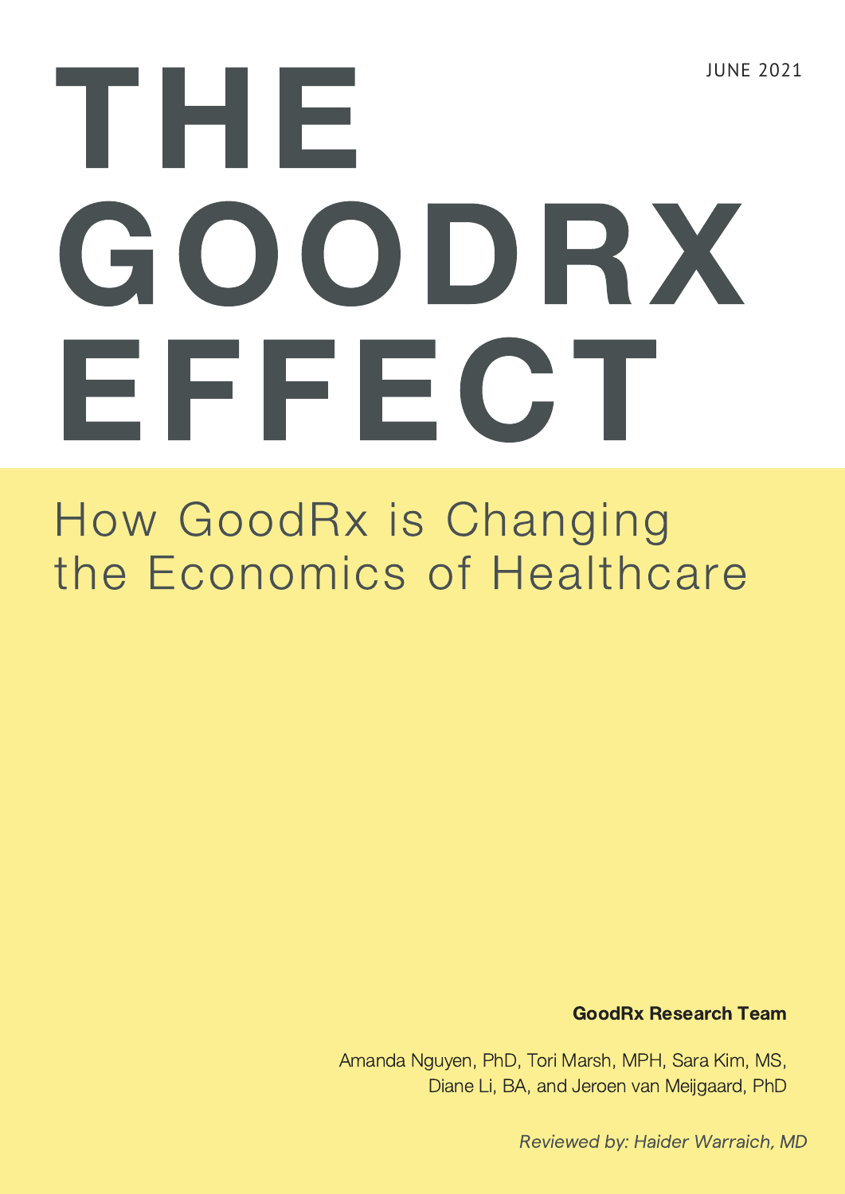JUNE 2021

# THE GOODRX EFFECT

## How GoodRx is Changing the Economics of Healthcare

**GoodRx Research Team**

Amanda Nguyen, PhD, Tori Marsh, MPH, Sara Kim, MS, Diane Li, BA, and Jeroen van Meijgaard, PhD

*Reviewed by: Haider Warraich, MD*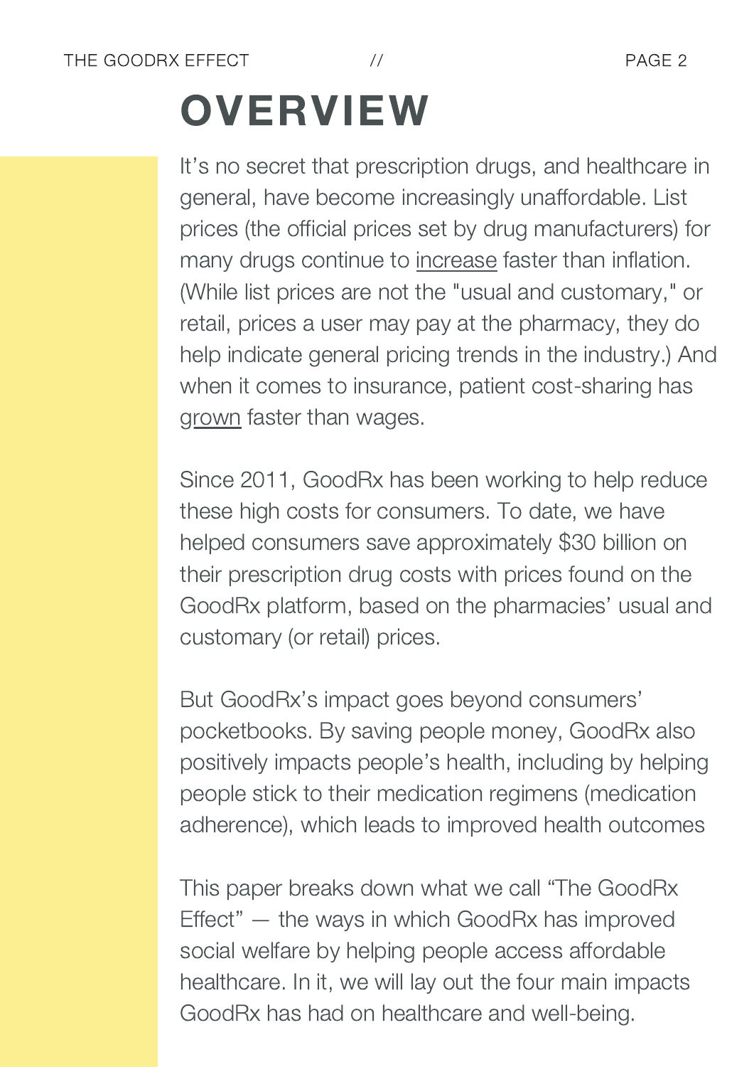# OVERVIEW

It's no secret that prescription drugs, and healthcare in general, have become increasingly unaffordable. List prices (the official prices set by drug manufacturers) for many drugs continue to increase faster than inflation. (While list prices are not the "usual and customary," or retail, prices a user may pay at the pharmacy, they do help indicate general pricing trends in the industry.) And when it comes to insurance, patient cost-sharing has grown faster than wages.

Since 2011, GoodRx has been working to help reduce these high costs for consumers. To date, we have helped consumers save approximately $30 billion on their prescription drug costs with prices found on the GoodRx platform, based on the pharmacies' usual and customary (or retail) prices.

But GoodRx's impact goes beyond consumers' pocketbooks. By saving people money, GoodRx also positively impacts people's health, including by helping people stick to their medication regimens (medication adherence), which leads to improved health outcomes

This paper breaks down what we call "The GoodRx Effect" — the ways in which GoodRx has improved social welfare by helping people access affordable healthcare. In it, we will lay out the four main impacts GoodRx has had on healthcare and well-being.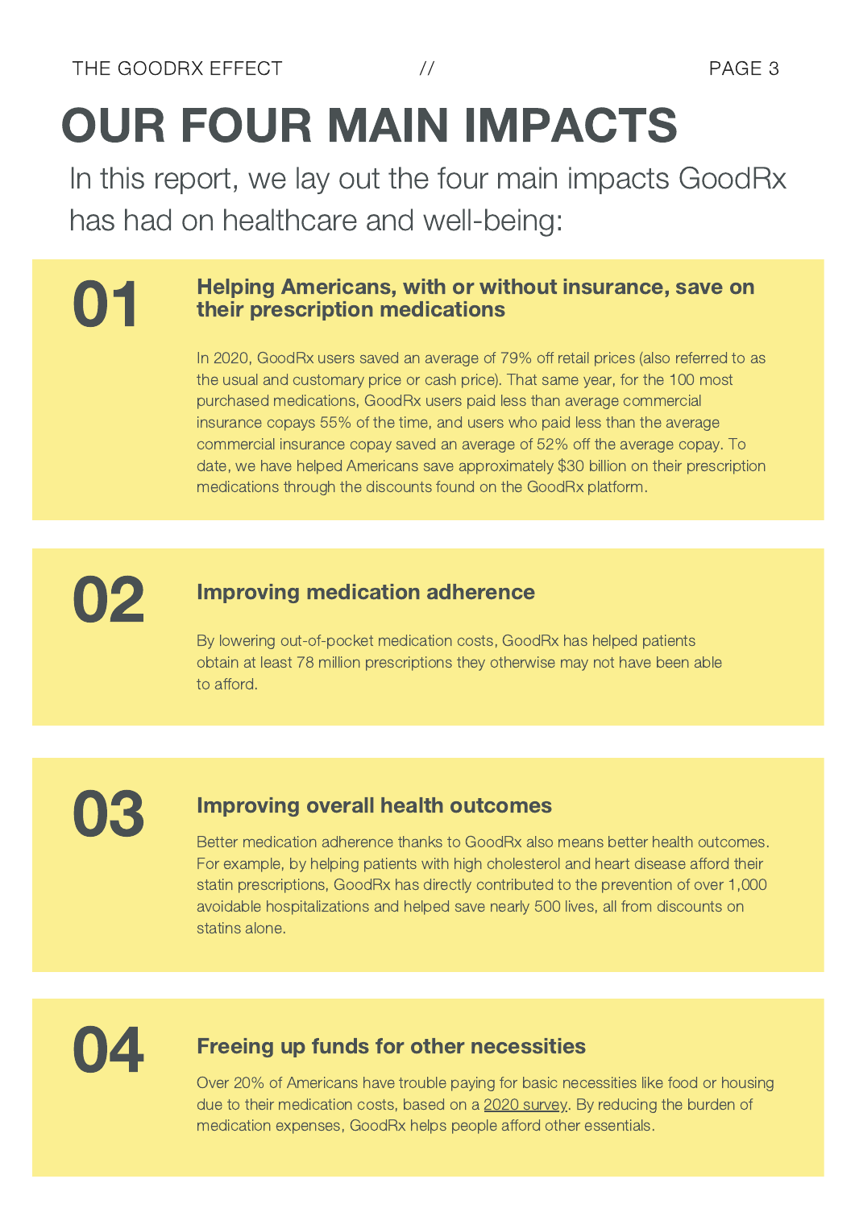# OUR FOUR MAIN IMPACTS

In this report, we lay out the four main impacts GoodRx has had on healthcare and well-being:

## 01 Helping Americans, with or without insurance, save on their prescription medications

In 2020, GoodRx users saved an average of 79% off retail prices (also referred to as the usual and customary price or cash price). That same year, for the 100 most purchased medications, GoodRx users paid less than average commercial insurance copays 55% of the time, and users who paid less than the average commercial insurance copay saved an average of 52% off the average copay. To date, we have helped Americans save approximately $30 billion on their prescription medications through the discounts found on the GoodRx platform.

## 02 Improving medication adherence

By lowering out-of-pocket medication costs, GoodRx has helped patients obtain at least 78 million prescriptions they otherwise may not have been able to afford.

## 03 Improving overall health outcomes

Better medication adherence thanks to GoodRx also means better health outcomes. For example, by helping patients with high cholesterol and heart disease afford their statin prescriptions, GoodRx has directly contributed to the prevention of over 1,000 avoidable hospitalizations and helped save nearly 500 lives, all from discounts on statins alone.

## 04 Freeing up funds for other necessities

Over 20% of Americans have trouble paying for basic necessities like food or housing due to their medication costs, based on a 2020 survey. By reducing the burden of medication expenses, GoodRx helps people afford other essentials.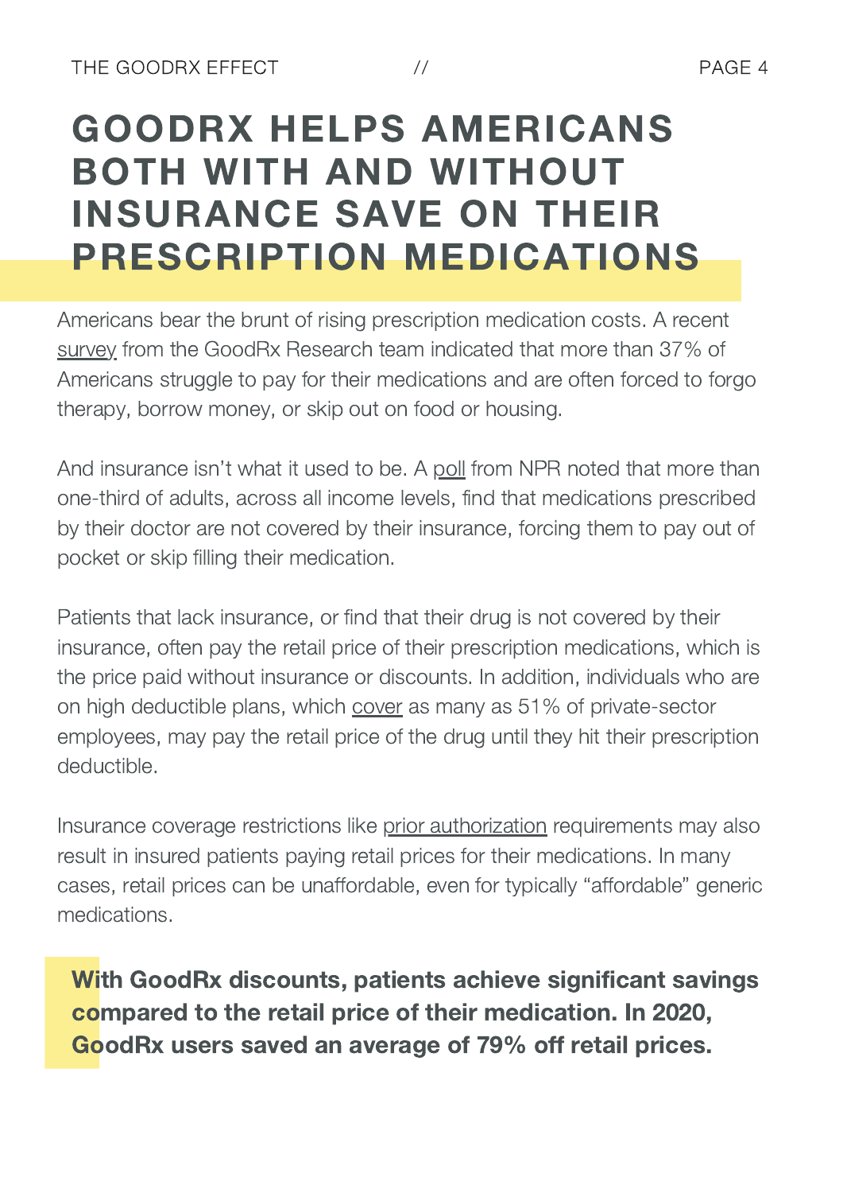# GOODRX HELPS AMERICANS BOTH WITH AND WITHOUT INSURANCE SAVE ON THEIR PRESCRIPTION MEDICATIONS

Americans bear the brunt of rising prescription medication costs. A recent survey from the GoodRx Research team indicated that more than 37% of Americans struggle to pay for their medications and are often forced to forgo therapy, borrow money, or skip out on food or housing.

And insurance isn't what it used to be. A poll from NPR noted that more than one-third of adults, across all income levels, find that medications prescribed by their doctor are not covered by their insurance, forcing them to pay out of pocket or skip filling their medication.

Patients that lack insurance, or find that their drug is not covered by their insurance, often pay the retail price of their prescription medications, which is the price paid without insurance or discounts. In addition, individuals who are on high deductible plans, which cover as many as 51% of private-sector employees, may pay the retail price of the drug until they hit their prescription deductible.

Insurance coverage restrictions like prior authorization requirements may also result in insured patients paying retail prices for their medications. In many cases, retail prices can be unaffordable, even for typically "affordable" generic medications.

**With GoodRx discounts, patients achieve significant savings compared to the retail price of their medication. In 2020, GoodRx users saved an average of 79% off retail prices.**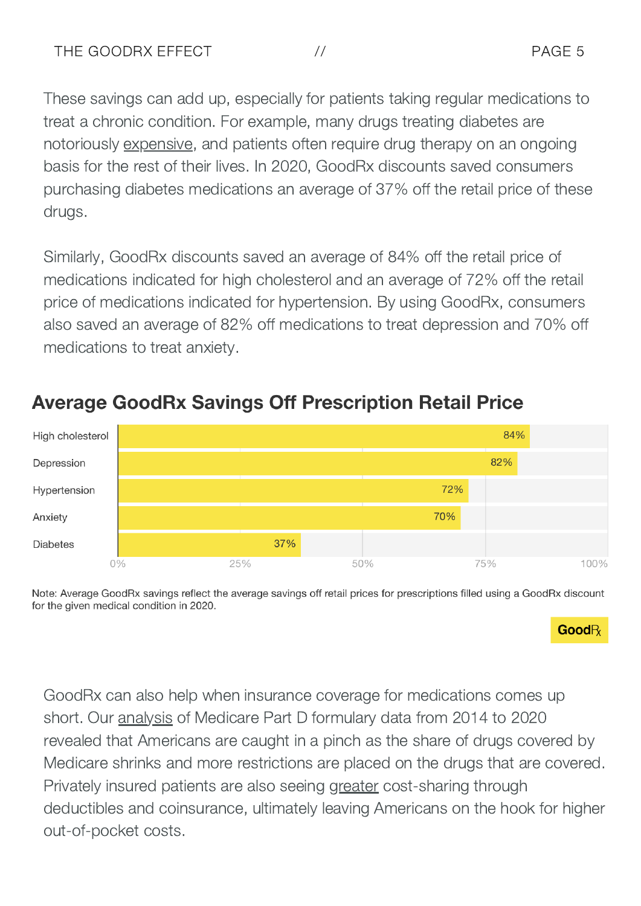These savings can add up, especially for patients taking regular medications to treat a chronic condition. For example, many drugs treating diabetes are notoriously expensive, and patients often require drug therapy on an ongoing basis for the rest of their lives. In 2020, GoodRx discounts saved consumers purchasing diabetes medications an average of 37% off the retail price of these drugs.

Similarly, GoodRx discounts saved an average of 84% off the retail price of medications indicated for high cholesterol and an average of 72% off the retail price of medications indicated for hypertension. By using GoodRx, consumers also saved an average of 82% off medications to treat depression and 70% off medications to treat anxiety.

## Average GoodRx Savings Off Prescription Retail Price

| Condition | Average Savings |
|---|---|
| High cholesterol | 84% |
| Depression | 82% |
| Hypertension | 72% |
| Anxiety | 70% |
| Diabetes | 37% |

Note: Average GoodRx savings reflect the average savings off retail prices for prescriptions filled using a GoodRx discount for the given medical condition in 2020.

GoodRx can also help when insurance coverage for medications comes up short. Our analysis of Medicare Part D formulary data from 2014 to 2020 revealed that Americans are caught in a pinch as the share of drugs covered by Medicare shrinks and more restrictions are placed on the drugs that are covered. Privately insured patients are also seeing greater cost-sharing through deductibles and coinsurance, ultimately leaving Americans on the hook for higher out-of-pocket costs.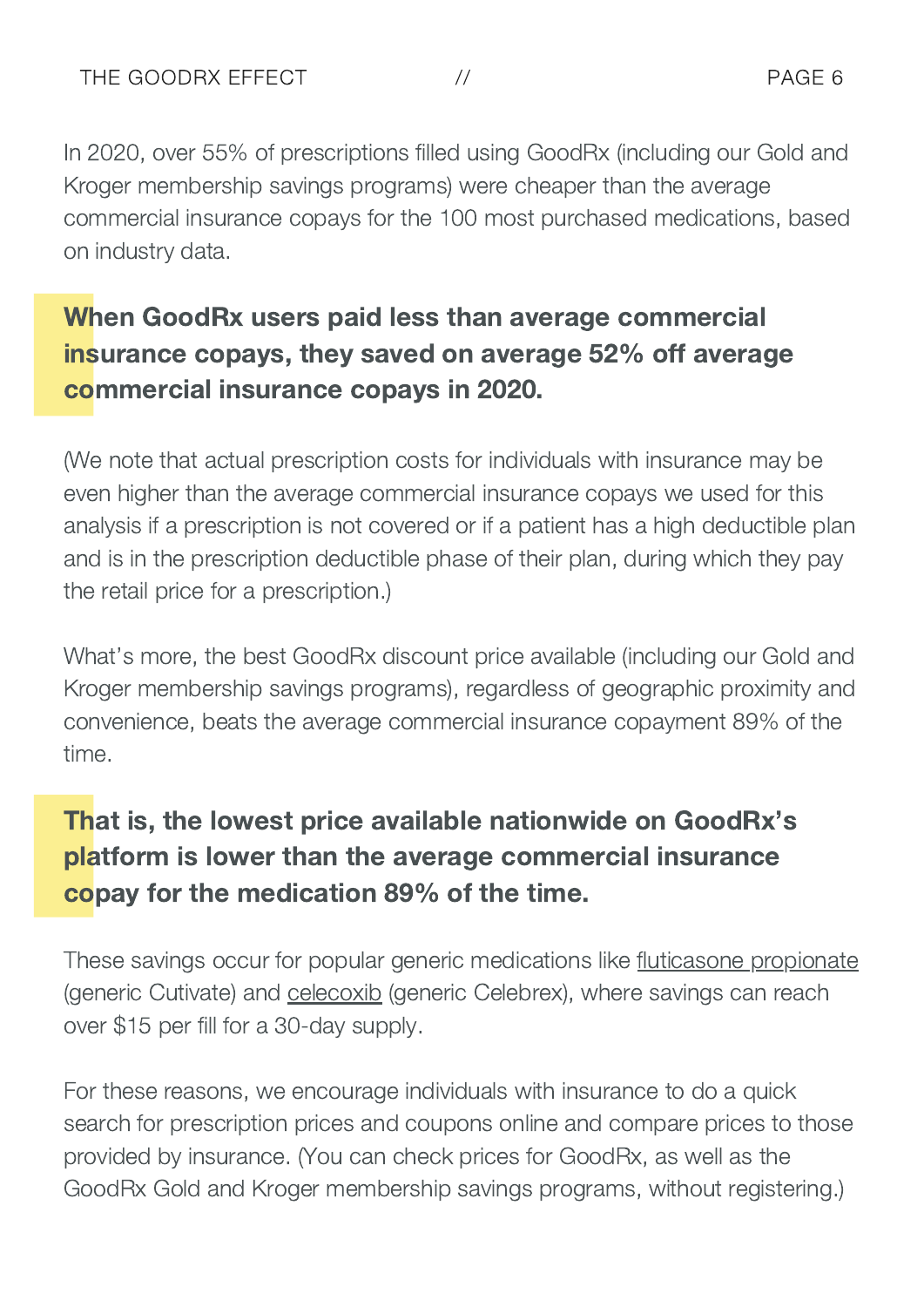In 2020, over 55% of prescriptions filled using GoodRx (including our Gold and Kroger membership savings programs) were cheaper than the average commercial insurance copays for the 100 most purchased medications, based on industry data.

**When GoodRx users paid less than average commercial insurance copays, they saved on average 52% off average commercial insurance copays in 2020.**

(We note that actual prescription costs for individuals with insurance may be even higher than the average commercial insurance copays we used for this analysis if a prescription is not covered or if a patient has a high deductible plan and is in the prescription deductible phase of their plan, during which they pay the retail price for a prescription.)

What's more, the best GoodRx discount price available (including our Gold and Kroger membership savings programs), regardless of geographic proximity and convenience, beats the average commercial insurance copayment 89% of the time.

**That is, the lowest price available nationwide on GoodRx's platform is lower than the average commercial insurance copay for the medication 89% of the time.**

These savings occur for popular generic medications like fluticasone propionate (generic Cutivate) and celecoxib (generic Celebrex), where savings can reach over $15 per fill for a 30-day supply.

For these reasons, we encourage individuals with insurance to do a quick search for prescription prices and coupons online and compare prices to those provided by insurance. (You can check prices for GoodRx, as well as the GoodRx Gold and Kroger membership savings programs, without registering.)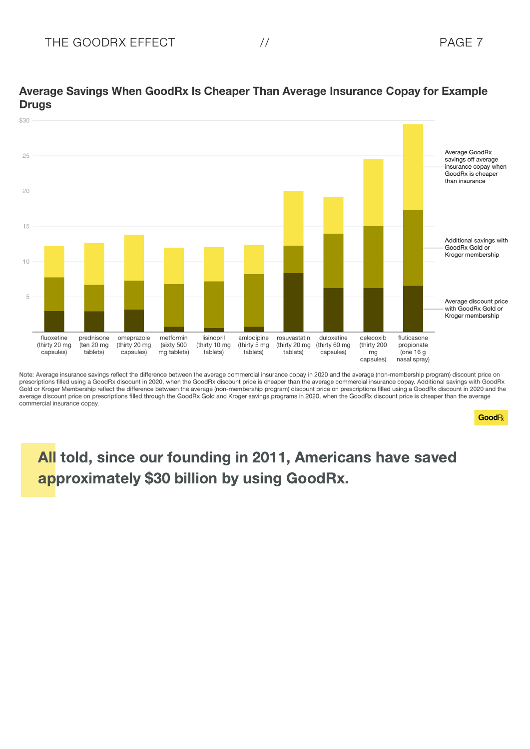## Average Savings When GoodRx Is Cheaper Than Average Insurance Copay for Example Drugs

$30

25

20

15

10

5

fluoxetine (thirty 20 mg capsules) | prednisone (ten 20 mg tablets) | omeprazole (thirty 20 mg capsules) | metformin (sixty 500 mg tablets) | lisinopril (thirty 10 mg tablets) | amlodipine (thirty 5 mg tablets) | rosuvastatin (thirty 20 mg tablets) | duloxetine (thirty 60 mg capsules) | celecoxib (thirty 200 mg capsules) | fluticasone propionate (one 16 g nasal spray)

Average GoodRx savings off average insurance copay when GoodRx is cheaper than insurance

Additional savings with GoodRx Gold or Kroger membership

Average discount price with GoodRx Gold or Kroger membership

Note: Average insurance savings reflect the difference between the average commercial insurance copay in 2020 and the average (non-membership program) discount price on prescriptions filled using a GoodRx discount in 2020, when the GoodRx discount price is cheaper than the average commercial insurance copay. Additional savings with GoodRx Gold or Kroger Membership reflect the difference between the average (non-membership program) discount price on prescriptions filled using a GoodRx discount in 2020 and the average discount price on prescriptions filled through the GoodRx Gold and Kroger savings programs in 2020, when the GoodRx discount price is cheaper than the average commercial insurance copay.

GoodRx

**All told, since our founding in 2011, Americans have saved approximately $30 billion by using GoodRx.**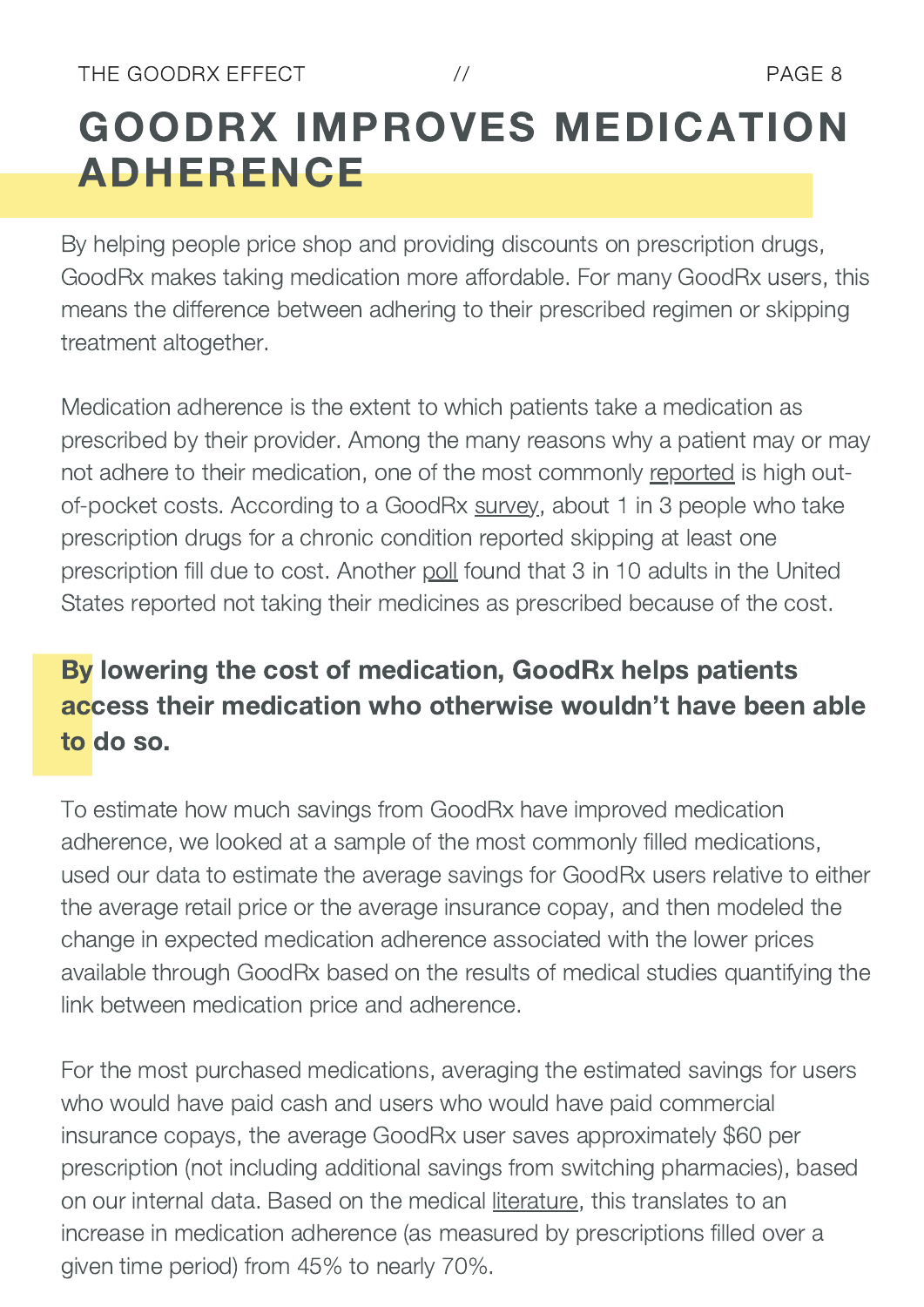# GOODRX IMPROVES MEDICATION ADHERENCE

By helping people price shop and providing discounts on prescription drugs, GoodRx makes taking medication more affordable. For many GoodRx users, this means the difference between adhering to their prescribed regimen or skipping treatment altogether.

Medication adherence is the extent to which patients take a medication as prescribed by their provider. Among the many reasons why a patient may or may not adhere to their medication, one of the most commonly reported is high out-of-pocket costs. According to a GoodRx survey, about 1 in 3 people who take prescription drugs for a chronic condition reported skipping at least one prescription fill due to cost. Another poll found that 3 in 10 adults in the United States reported not taking their medicines as prescribed because of the cost.

**By lowering the cost of medication, GoodRx helps patients access their medication who otherwise wouldn't have been able to do so.**

To estimate how much savings from GoodRx have improved medication adherence, we looked at a sample of the most commonly filled medications, used our data to estimate the average savings for GoodRx users relative to either the average retail price or the average insurance copay, and then modeled the change in expected medication adherence associated with the lower prices available through GoodRx based on the results of medical studies quantifying the link between medication price and adherence.

For the most purchased medications, averaging the estimated savings for users who would have paid cash and users who would have paid commercial insurance copays, the average GoodRx user saves approximately $60 per prescription (not including additional savings from switching pharmacies), based on our internal data. Based on the medical literature, this translates to an increase in medication adherence (as measured by prescriptions filled over a given time period) from 45% to nearly 70%.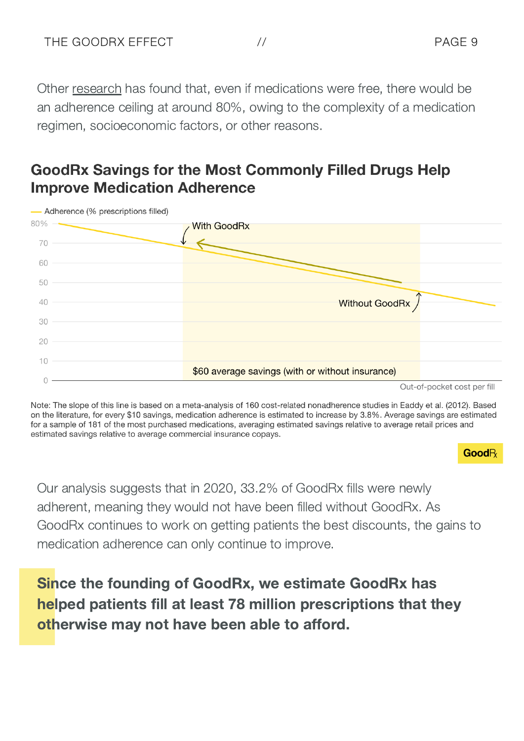Other research has found that, even if medications were free, there would be an adherence ceiling at around 80%, owing to the complexity of a medication regimen, socioeconomic factors, or other reasons.

## GoodRx Savings for the Most Commonly Filled Drugs Help Improve Medication Adherence

— Adherence (% prescriptions filled)

80%
70
60
50
40
30
20
10
0

With GoodRx

Without GoodRx

$60 average savings (with or without insurance)

Out-of-pocket cost per fill

Note: The slope of this line is based on a meta-analysis of 160 cost-related nonadherence studies in Eaddy et al. (2012). Based on the literature, for every $10 savings, medication adherence is estimated to increase by 3.8%. Average savings are estimated for a sample of 181 of the most purchased medications, averaging estimated savings relative to average retail prices and estimated savings relative to average commercial insurance copays.

GoodRx

Our analysis suggests that in 2020, 33.2% of GoodRx fills were newly adherent, meaning they would not have been filled without GoodRx. As GoodRx continues to work on getting patients the best discounts, the gains to medication adherence can only continue to improve.

**Since the founding of GoodRx, we estimate GoodRx has helped patients fill at least 78 million prescriptions that they otherwise may not have been able to afford.**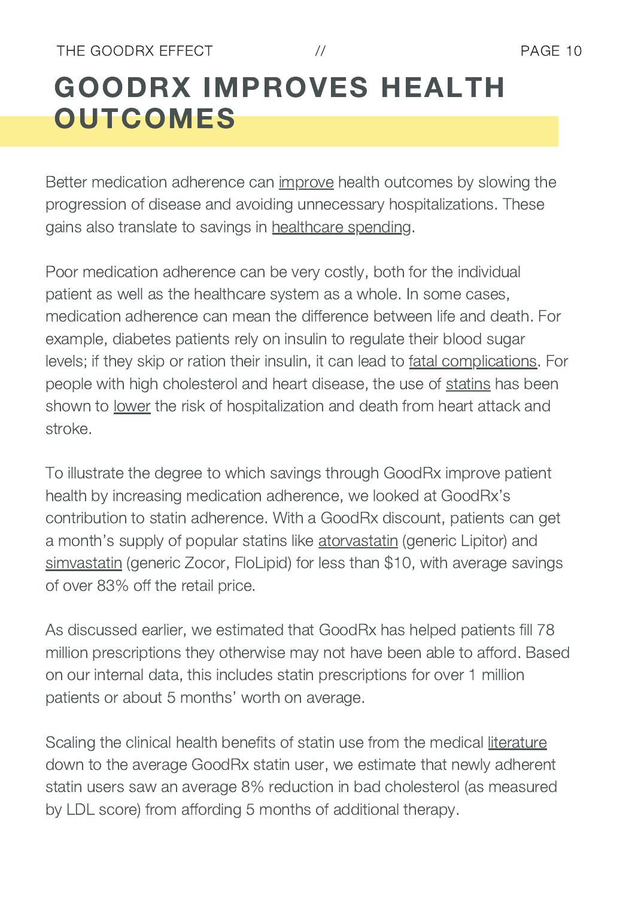# GOODRX IMPROVES HEALTH OUTCOMES

Better medication adherence can improve health outcomes by slowing the progression of disease and avoiding unnecessary hospitalizations. These gains also translate to savings in healthcare spending.

Poor medication adherence can be very costly, both for the individual patient as well as the healthcare system as a whole. In some cases, medication adherence can mean the difference between life and death. For example, diabetes patients rely on insulin to regulate their blood sugar levels; if they skip or ration their insulin, it can lead to fatal complications. For people with high cholesterol and heart disease, the use of statins has been shown to lower the risk of hospitalization and death from heart attack and stroke.

To illustrate the degree to which savings through GoodRx improve patient health by increasing medication adherence, we looked at GoodRx's contribution to statin adherence. With a GoodRx discount, patients can get a month's supply of popular statins like atorvastatin (generic Lipitor) and simvastatin (generic Zocor, FloLipid) for less than $10, with average savings of over 83% off the retail price.

As discussed earlier, we estimated that GoodRx has helped patients fill 78 million prescriptions they otherwise may not have been able to afford. Based on our internal data, this includes statin prescriptions for over 1 million patients or about 5 months' worth on average.

Scaling the clinical health benefits of statin use from the medical literature down to the average GoodRx statin user, we estimate that newly adherent statin users saw an average 8% reduction in bad cholesterol (as measured by LDL score) from affording 5 months of additional therapy.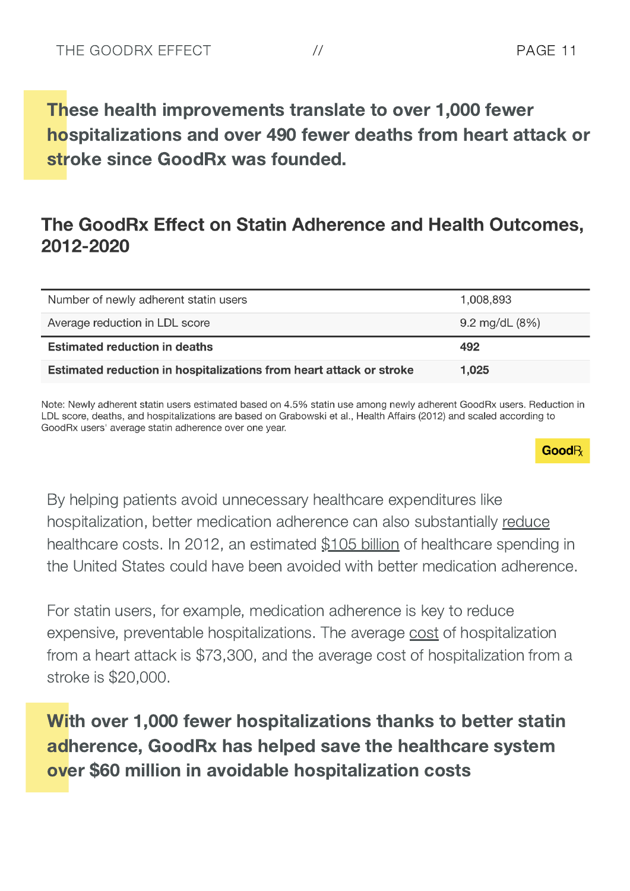**These health improvements translate to over 1,000 fewer hospitalizations and over 490 fewer deaths from heart attack or stroke since GoodRx was founded.**

## The GoodRx Effect on Statin Adherence and Health Outcomes, 2012-2020

| | |
|---|---|
| Number of newly adherent statin users | 1,008,893 |
| Average reduction in LDL score | 9.2 mg/dL (8%) |
| **Estimated reduction in deaths** | **492** |
| **Estimated reduction in hospitalizations from heart attack or stroke** | **1,025** |

Note: Newly adherent statin users estimated based on 4.5% statin use among newly adherent GoodRx users. Reduction in LDL score, deaths, and hospitalizations are based on Grabowski et al., Health Affairs (2012) and scaled according to GoodRx users' average statin adherence over one year.

GoodRx

By helping patients avoid unnecessary healthcare expenditures like hospitalization, better medication adherence can also substantially reduce healthcare costs. In 2012, an estimated $105 billion of healthcare spending in the United States could have been avoided with better medication adherence.

For statin users, for example, medication adherence is key to reduce expensive, preventable hospitalizations. The average cost of hospitalization from a heart attack is $73,300, and the average cost of hospitalization from a stroke is $20,000.

**With over 1,000 fewer hospitalizations thanks to better statin adherence, GoodRx has helped save the healthcare system over $60 million in avoidable hospitalization costs**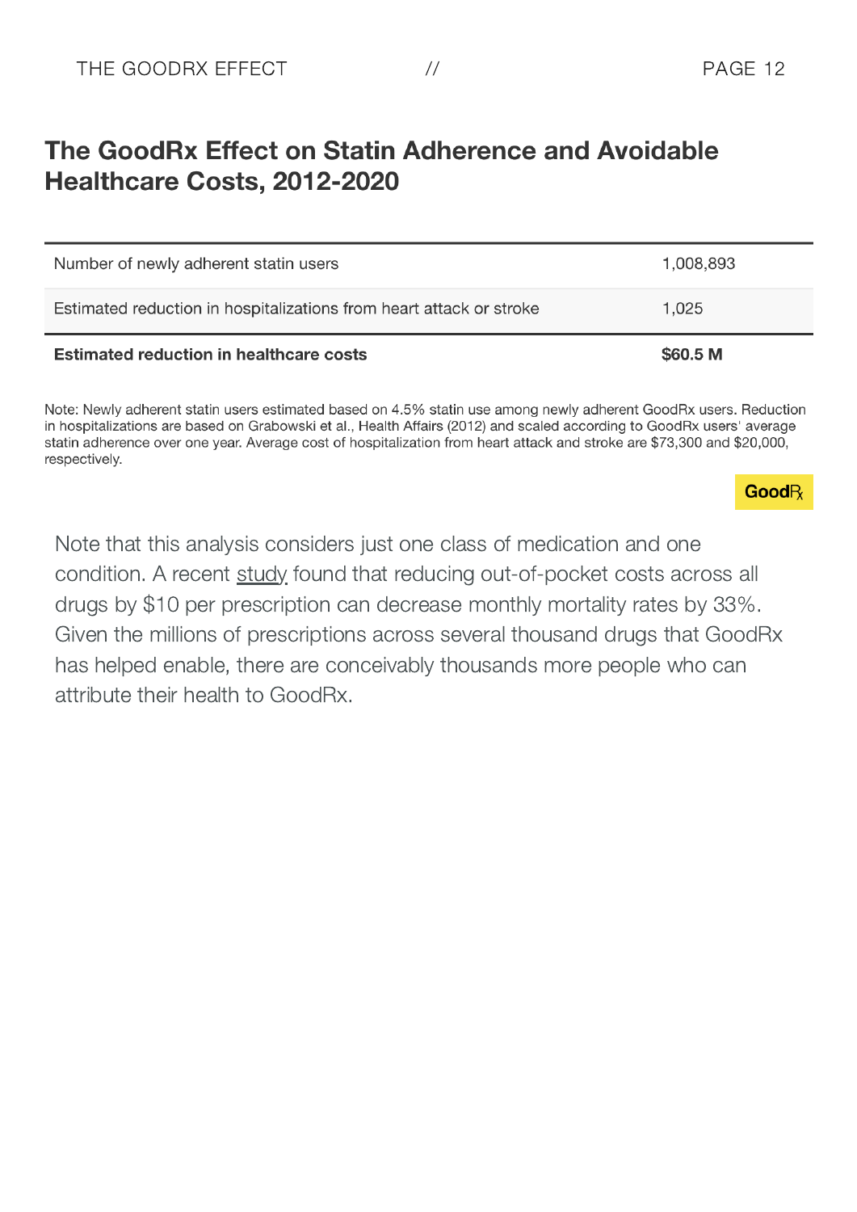## The GoodRx Effect on Statin Adherence and Avoidable Healthcare Costs, 2012-2020

| | |
|---|---|
| Number of newly adherent statin users | 1,008,893 |
| Estimated reduction in hospitalizations from heart attack or stroke | 1,025 |
| **Estimated reduction in healthcare costs** | **$60.5 M** |

Note: Newly adherent statin users estimated based on 4.5% statin use among newly adherent GoodRx users. Reduction in hospitalizations are based on Grabowski et al., Health Affairs (2012) and scaled according to GoodRx users' average statin adherence over one year. Average cost of hospitalization from heart attack and stroke are $73,300 and $20,000, respectively.

GoodRx

Note that this analysis considers just one class of medication and one condition. A recent study found that reducing out-of-pocket costs across all drugs by $10 per prescription can decrease monthly mortality rates by 33%. Given the millions of prescriptions across several thousand drugs that GoodRx has helped enable, there are conceivably thousands more people who can attribute their health to GoodRx.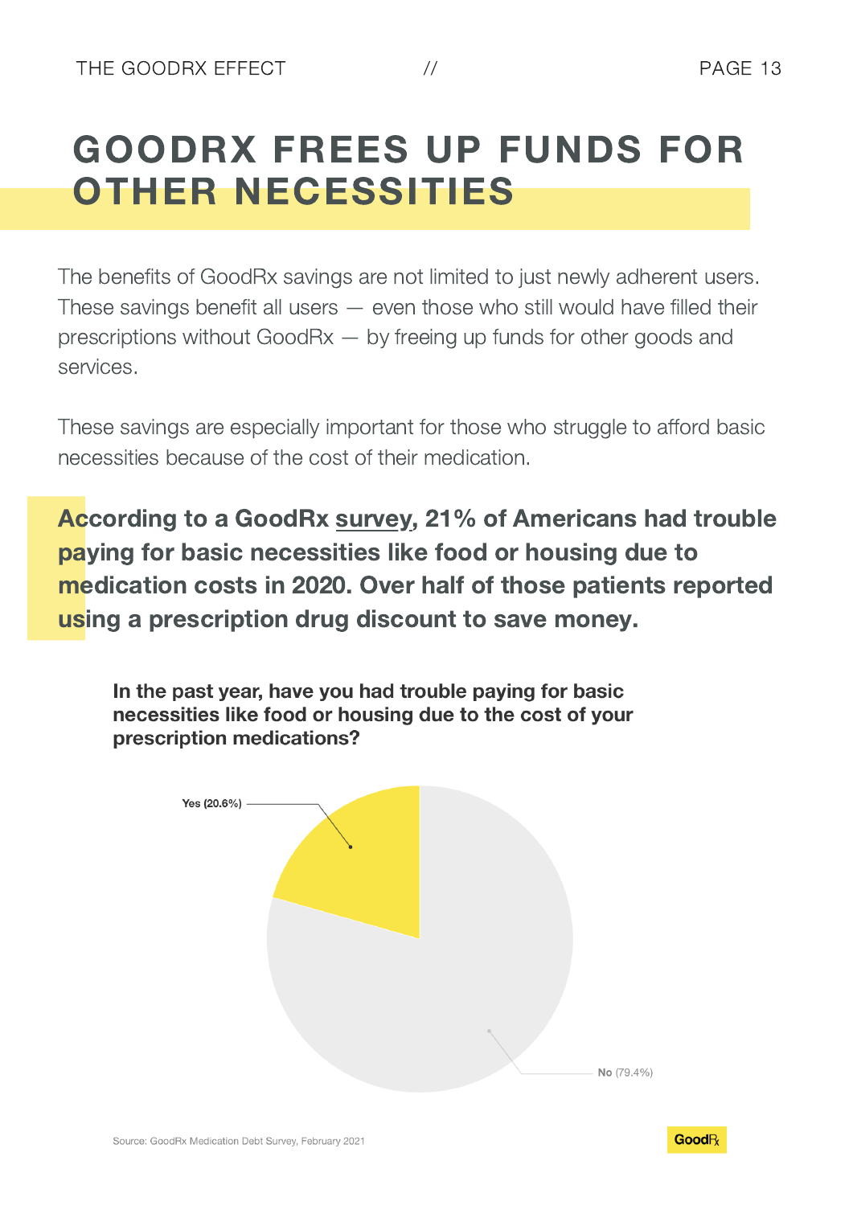# GOODRX FREES UP FUNDS FOR OTHER NECESSITIES

The benefits of GoodRx savings are not limited to just newly adherent users. These savings benefit all users — even those who still would have filled their prescriptions without GoodRx — by freeing up funds for other goods and services.

These savings are especially important for those who struggle to afford basic necessities because of the cost of their medication.

**According to a GoodRx survey, 21% of Americans had trouble paying for basic necessities like food or housing due to medication costs in 2020. Over half of those patients reported using a prescription drug discount to save money.**

**In the past year, have you had trouble paying for basic necessities like food or housing due to the cost of your prescription medications?**

| Response | Percentage |
|---|---|
| Yes | 20.6% |
| No | 79.4% |

Source: GoodRx Medication Debt Survey, February 2021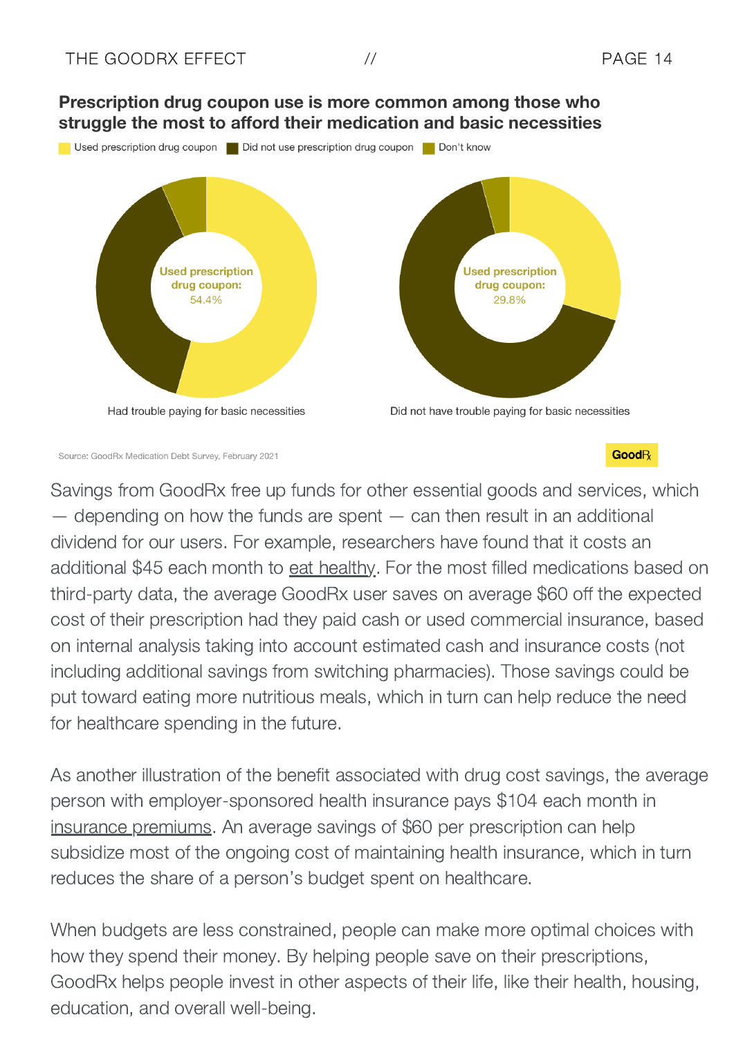**Prescription drug coupon use is more common among those who struggle the most to afford their medication and basic necessities**

Used prescription drug coupon | Did not use prescription drug coupon | Don't know

Used prescription drug coupon: 54.4%

Had trouble paying for basic necessities

Used prescription drug coupon: 29.8%

Did not have trouble paying for basic necessities

Source: GoodRx Medication Debt Survey, February 2021

GoodRx

Savings from GoodRx free up funds for other essential goods and services, which — depending on how the funds are spent — can then result in an additional dividend for our users. For example, researchers have found that it costs an additional $45 each month to eat healthy. For the most filled medications based on third-party data, the average GoodRx user saves on average $60 off the expected cost of their prescription had they paid cash or used commercial insurance, based on internal analysis taking into account estimated cash and insurance costs (not including additional savings from switching pharmacies). Those savings could be put toward eating more nutritious meals, which in turn can help reduce the need for healthcare spending in the future.

As another illustration of the benefit associated with drug cost savings, the average person with employer-sponsored health insurance pays $104 each month in insurance premiums. An average savings of $60 per prescription can help subsidize most of the ongoing cost of maintaining health insurance, which in turn reduces the share of a person's budget spent on healthcare.

When budgets are less constrained, people can make more optimal choices with how they spend their money. By helping people save on their prescriptions, GoodRx helps people invest in other aspects of their life, like their health, housing, education, and overall well-being.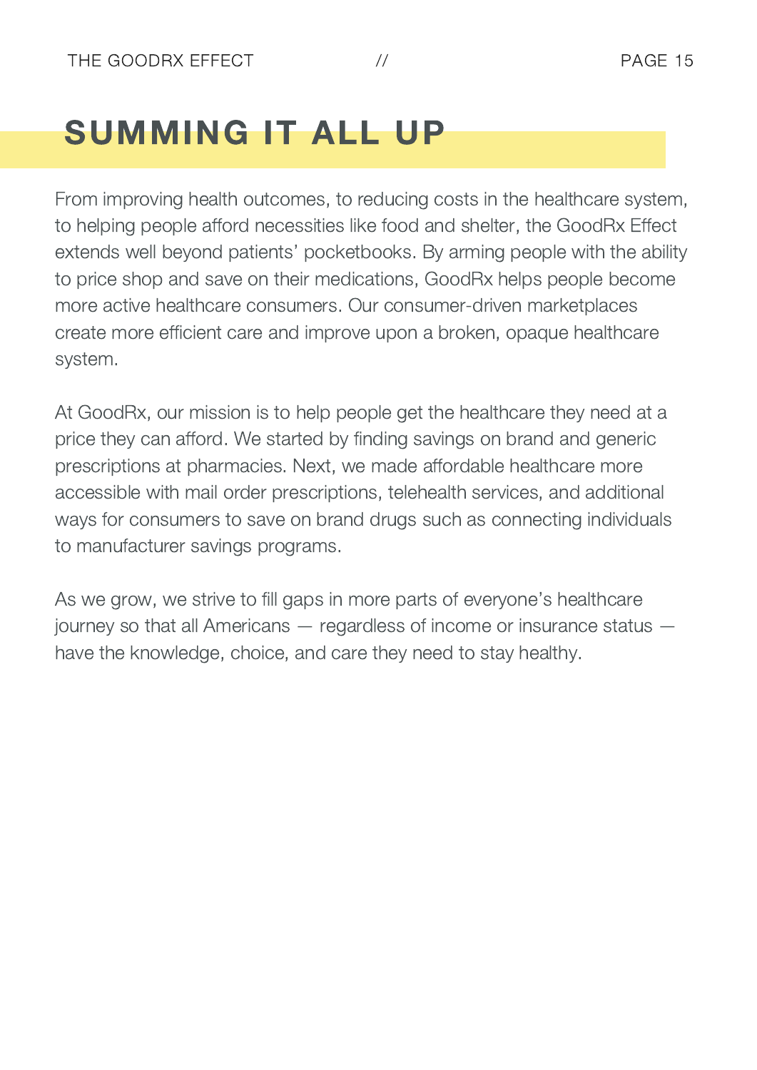# SUMMING IT ALL UP

From improving health outcomes, to reducing costs in the healthcare system, to helping people afford necessities like food and shelter, the GoodRx Effect extends well beyond patients' pocketbooks. By arming people with the ability to price shop and save on their medications, GoodRx helps people become more active healthcare consumers. Our consumer-driven marketplaces create more efficient care and improve upon a broken, opaque healthcare system.

At GoodRx, our mission is to help people get the healthcare they need at a price they can afford. We started by finding savings on brand and generic prescriptions at pharmacies. Next, we made affordable healthcare more accessible with mail order prescriptions, telehealth services, and additional ways for consumers to save on brand drugs such as connecting individuals to manufacturer savings programs.

As we grow, we strive to fill gaps in more parts of everyone's healthcare journey so that all Americans — regardless of income or insurance status — have the knowledge, choice, and care they need to stay healthy.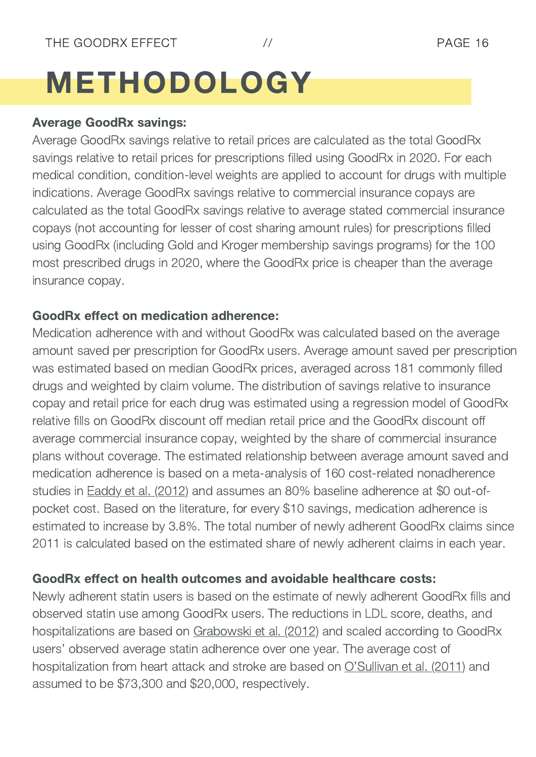# METHODOLOGY

**Average GoodRx savings:**
Average GoodRx savings relative to retail prices are calculated as the total GoodRx savings relative to retail prices for prescriptions filled using GoodRx in 2020. For each medical condition, condition-level weights are applied to account for drugs with multiple indications. Average GoodRx savings relative to commercial insurance copays are calculated as the total GoodRx savings relative to average stated commercial insurance copays (not accounting for lesser of cost sharing amount rules) for prescriptions filled using GoodRx (including Gold and Kroger membership savings programs) for the 100 most prescribed drugs in 2020, where the GoodRx price is cheaper than the average insurance copay.

**GoodRx effect on medication adherence:**
Medication adherence with and without GoodRx was calculated based on the average amount saved per prescription for GoodRx users. Average amount saved per prescription was estimated based on median GoodRx prices, averaged across 181 commonly filled drugs and weighted by claim volume. The distribution of savings relative to insurance copay and retail price for each drug was estimated using a regression model of GoodRx relative fills on GoodRx discount off median retail price and the GoodRx discount off average commercial insurance copay, weighted by the share of commercial insurance plans without coverage. The estimated relationship between average amount saved and medication adherence is based on a meta-analysis of 160 cost-related nonadherence studies in Eaddy et al. (2012) and assumes an 80% baseline adherence at $0 out-of-pocket cost. Based on the literature, for every $10 savings, medication adherence is estimated to increase by 3.8%. The total number of newly adherent GoodRx claims since 2011 is calculated based on the estimated share of newly adherent claims in each year.

**GoodRx effect on health outcomes and avoidable healthcare costs:**
Newly adherent statin users is based on the estimate of newly adherent GoodRx fills and observed statin use among GoodRx users. The reductions in LDL score, deaths, and hospitalizations are based on Grabowski et al. (2012) and scaled according to GoodRx users' observed average statin adherence over one year. The average cost of hospitalization from heart attack and stroke are based on O'Sullivan et al. (2011) and assumed to be $73,300 and $20,000, respectively.